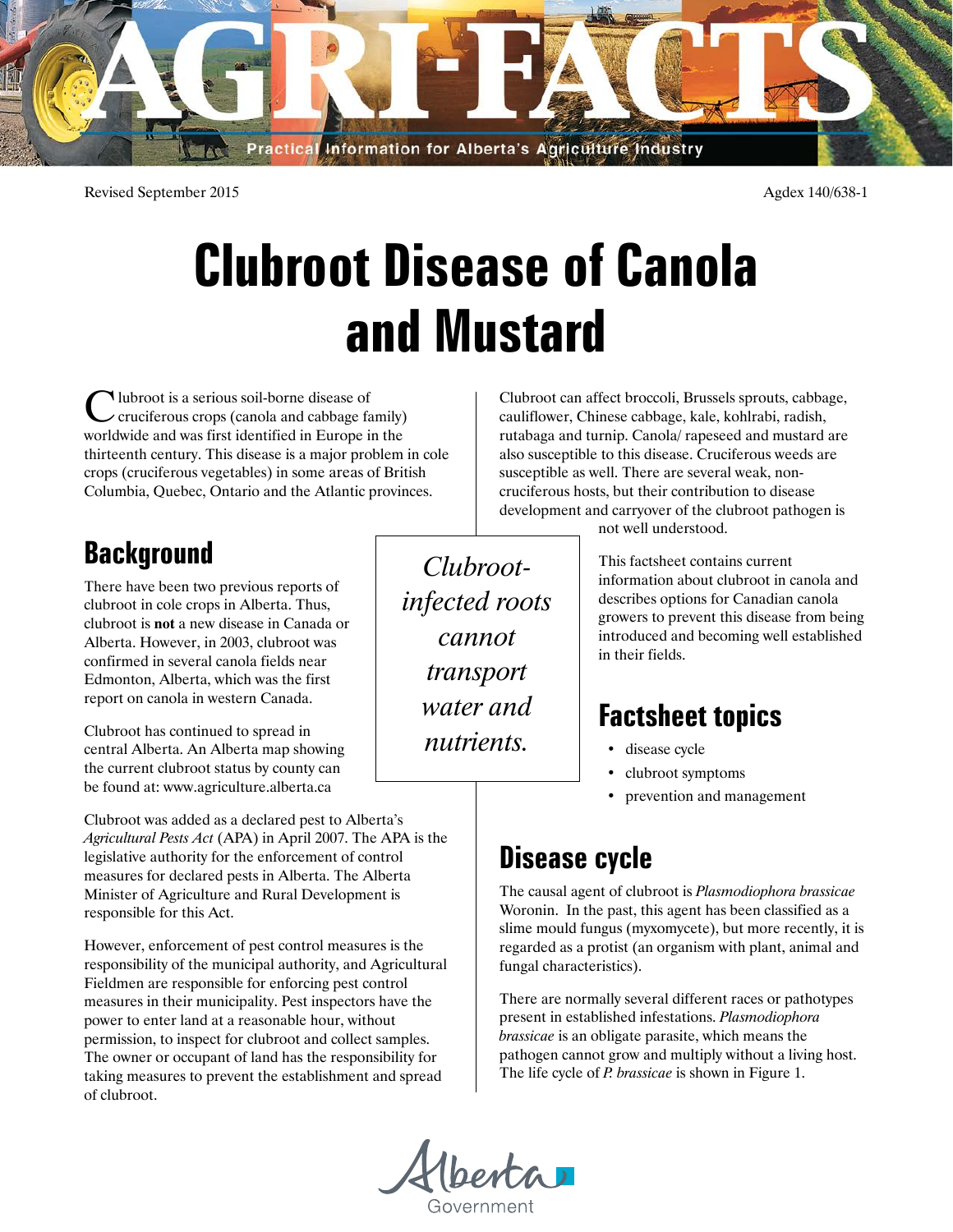Revised September 2015

Agdex 140/638-1

# Clubroot Disease of Canola and Mustard

Clubroot is a serious soil-borne disease of cruciferous crops (canola and cabbage family) worldwide and was first identified in Europe in the thirteenth century. This disease is a major problem in cole crops (cruciferous vegetables) in some areas of British Columbia, Quebec, Ontario and the Atlantic provinces.

Clubroot can affect broccoli, Brussels sprouts, cabbage, cauliflower, Chinese cabbage, kale, kohlrabi, radish, rutabaga and turnip. Canola/ rapeseed and mustard are also susceptible to this disease. Cruciferous weeds are susceptible as well. There are several weak, non-cruciferous hosts, but their contribution to disease development and carryover of the clubroot pathogen is not well understood.

## Background

There have been two previous reports of clubroot in cole crops in Alberta. Thus, clubroot is **not** a new disease in Canada or Alberta. However, in 2003, clubroot was confirmed in several canola fields near Edmonton, Alberta, which was the first report on canola in western Canada.

Clubroot has continued to spread in central Alberta. An Alberta map showing the current clubroot status by county can be found at: www.agriculture.alberta.ca

Clubroot was added as a declared pest to Alberta's *Agricultural Pests Act* (APA) in April 2007. The APA is the legislative authority for the enforcement of control measures for declared pests in Alberta. The Alberta Minister of Agriculture and Rural Development is responsible for this Act.

However, enforcement of pest control measures is the responsibility of the municipal authority, and Agricultural Fieldmen are responsible for enforcing pest control measures in their municipality. Pest inspectors have the power to enter land at a reasonable hour, without permission, to inspect for clubroot and collect samples. The owner or occupant of land has the responsibility for taking measures to prevent the establishment and spread of clubroot.

*Clubroot-infected roots cannot transport water and nutrients.*

This factsheet contains current information about clubroot in canola and describes options for Canadian canola growers to prevent this disease from being introduced and becoming well established in their fields.

## Factsheet topics

- disease cycle
- clubroot symptoms
- prevention and management

## Disease cycle

The causal agent of clubroot is *Plasmodiophora brassicae* Woronin. In the past, this agent has been classified as a slime mould fungus (myxomycete), but more recently, it is regarded as a protist (an organism with plant, animal and fungal characteristics).

There are normally several different races or pathotypes present in established infestations. *Plasmodiophora brassicae* is an obligate parasite, which means the pathogen cannot grow and multiply without a living host. The life cycle of *P. brassicae* is shown in Figure 1.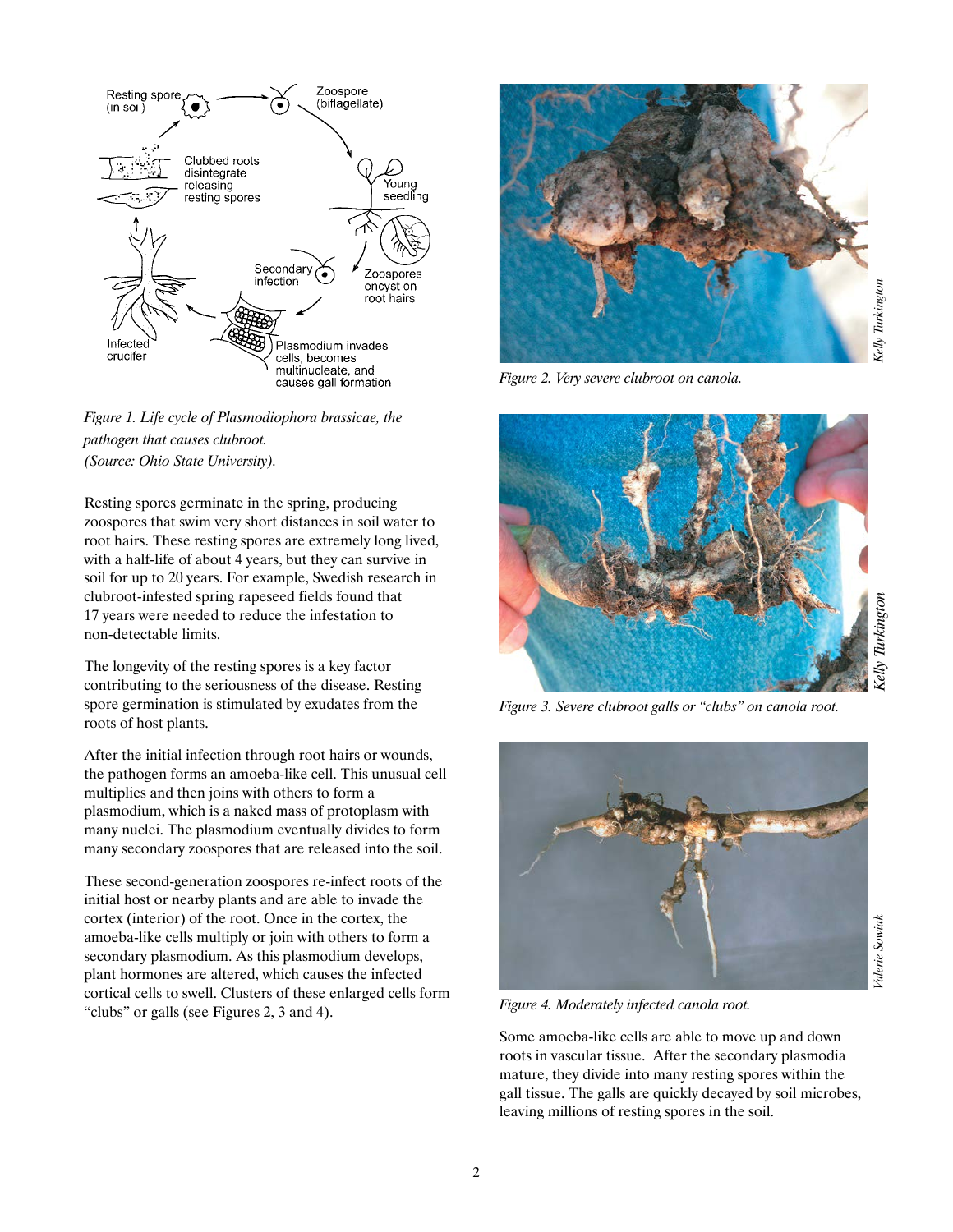*Figure 1. Life cycle of Plasmodiophora brassicae, the pathogen that causes clubroot. (Source: Ohio State University).*

Resting spores germinate in the spring, producing zoospores that swim very short distances in soil water to root hairs. These resting spores are extremely long lived, with a half-life of about 4 years, but they can survive in soil for up to 20 years. For example, Swedish research in clubroot-infested spring rapeseed fields found that 17 years were needed to reduce the infestation to non-detectable limits.

The longevity of the resting spores is a key factor contributing to the seriousness of the disease. Resting spore germination is stimulated by exudates from the roots of host plants.

After the initial infection through root hairs or wounds, the pathogen forms an amoeba-like cell. This unusual cell multiplies and then joins with others to form a plasmodium, which is a naked mass of protoplasm with many nuclei. The plasmodium eventually divides to form many secondary zoospores that are released into the soil.

These second-generation zoospores re-infect roots of the initial host or nearby plants and are able to invade the cortex (interior) of the root. Once in the cortex, the amoeba-like cells multiply or join with others to form a secondary plasmodium. As this plasmodium develops, plant hormones are altered, which causes the infected cortical cells to swell. Clusters of these enlarged cells form "clubs" or galls (see Figures 2, 3 and 4).

*Figure 2. Very severe clubroot on canola.*

*Figure 3. Severe clubroot galls or "clubs" on canola root.*

*Figure 4. Moderately infected canola root.*

Some amoeba-like cells are able to move up and down roots in vascular tissue. After the secondary plasmodia mature, they divide into many resting spores within the gall tissue. The galls are quickly decayed by soil microbes, leaving millions of resting spores in the soil.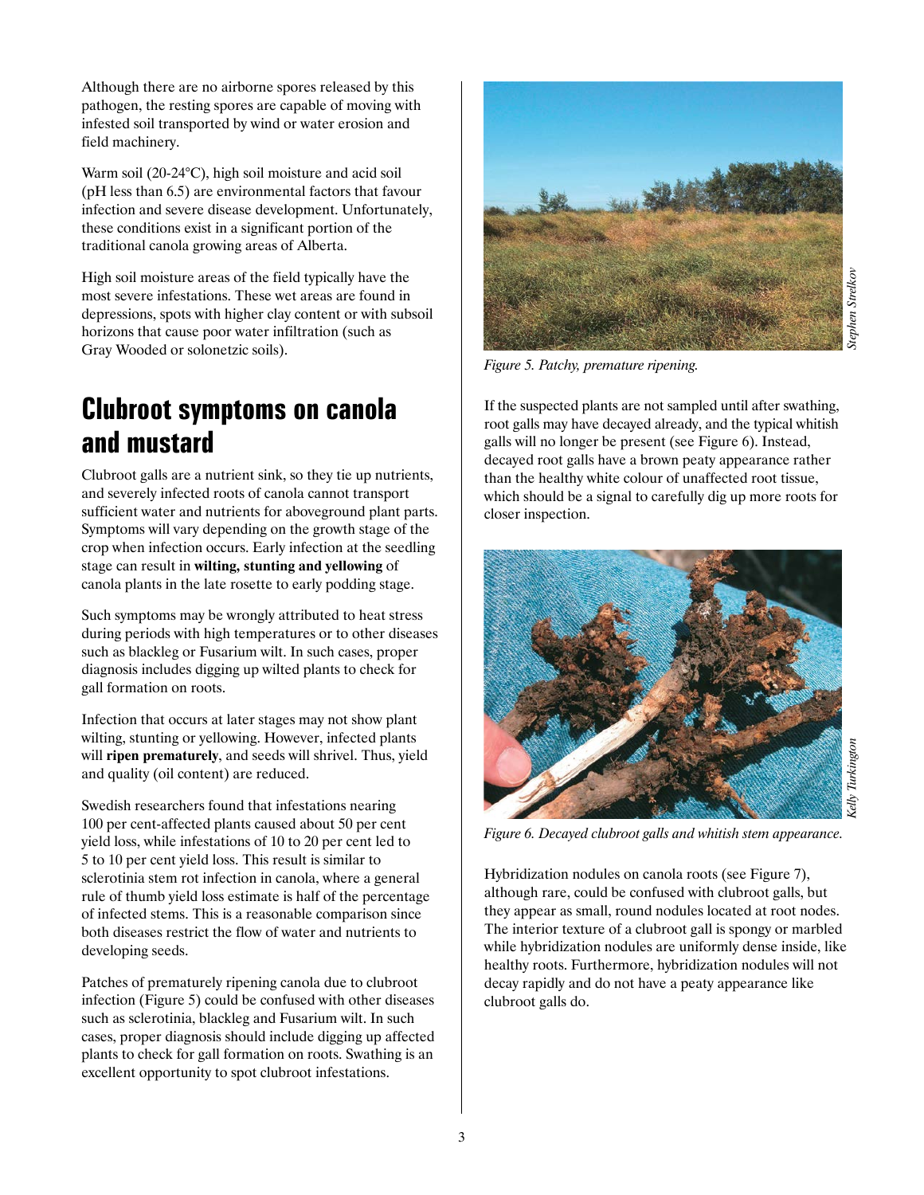Although there are no airborne spores released by this pathogen, the resting spores are capable of moving with infested soil transported by wind or water erosion and field machinery.

Warm soil (20-24°C), high soil moisture and acid soil (pH less than 6.5) are environmental factors that favour infection and severe disease development. Unfortunately, these conditions exist in a significant portion of the traditional canola growing areas of Alberta.

High soil moisture areas of the field typically have the most severe infestations. These wet areas are found in depressions, spots with higher clay content or with subsoil horizons that cause poor water infiltration (such as Gray Wooded or solonetzic soils).

## Clubroot symptoms on canola and mustard

Clubroot galls are a nutrient sink, so they tie up nutrients, and severely infected roots of canola cannot transport sufficient water and nutrients for aboveground plant parts. Symptoms will vary depending on the growth stage of the crop when infection occurs. Early infection at the seedling stage can result in **wilting, stunting and yellowing** of canola plants in the late rosette to early podding stage.

Such symptoms may be wrongly attributed to heat stress during periods with high temperatures or to other diseases such as blackleg or Fusarium wilt. In such cases, proper diagnosis includes digging up wilted plants to check for gall formation on roots.

Infection that occurs at later stages may not show plant wilting, stunting or yellowing. However, infected plants will **ripen prematurely**, and seeds will shrivel. Thus, yield and quality (oil content) are reduced.

Swedish researchers found that infestations nearing 100 per cent-affected plants caused about 50 per cent yield loss, while infestations of 10 to 20 per cent led to 5 to 10 per cent yield loss. This result is similar to sclerotinia stem rot infection in canola, where a general rule of thumb yield loss estimate is half of the percentage of infected stems. This is a reasonable comparison since both diseases restrict the flow of water and nutrients to developing seeds.

Patches of prematurely ripening canola due to clubroot infection (Figure 5) could be confused with other diseases such as sclerotinia, blackleg and Fusarium wilt. In such cases, proper diagnosis should include digging up affected plants to check for gall formation on roots. Swathing is an excellent opportunity to spot clubroot infestations.

*Stephen Strelkov*

*Figure 5. Patchy, premature ripening.*

If the suspected plants are not sampled until after swathing, root galls may have decayed already, and the typical whitish galls will no longer be present (see Figure 6). Instead, decayed root galls have a brown peaty appearance rather than the healthy white colour of unaffected root tissue, which should be a signal to carefully dig up more roots for closer inspection.

*Kelly Turkington*

*Figure 6. Decayed clubroot galls and whitish stem appearance.*

Hybridization nodules on canola roots (see Figure 7), although rare, could be confused with clubroot galls, but they appear as small, round nodules located at root nodes. The interior texture of a clubroot gall is spongy or marbled while hybridization nodules are uniformly dense inside, like healthy roots. Furthermore, hybridization nodules will not decay rapidly and do not have a peaty appearance like clubroot galls do.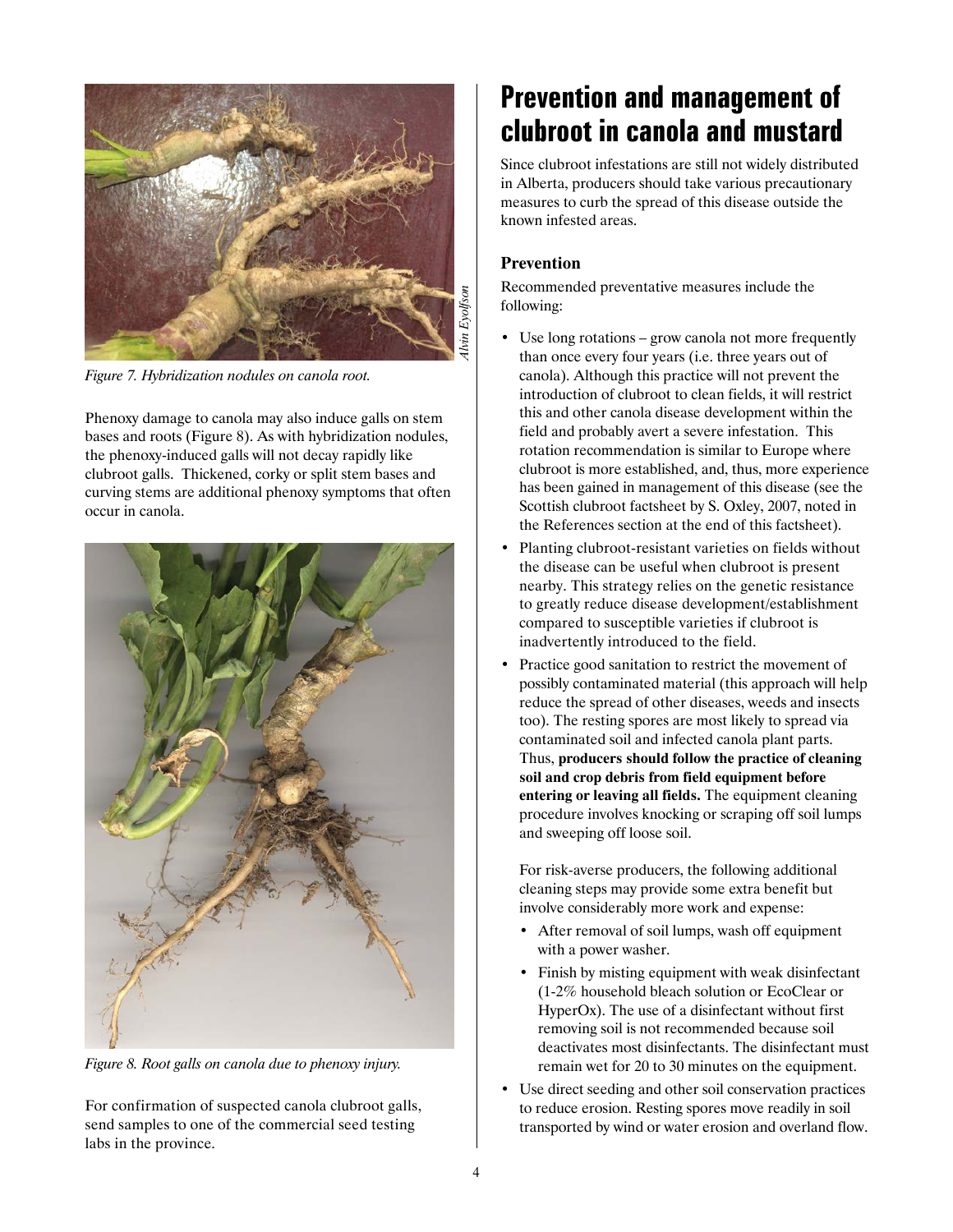Figure 7. Hybridization nodules on canola root.

Phenoxy damage to canola may also induce galls on stem bases and roots (Figure 8). As with hybridization nodules, the phenoxy-induced galls will not decay rapidly like clubroot galls. Thickened, corky or split stem bases and curving stems are additional phenoxy symptoms that often occur in canola.

*Figure 8. Root galls on canola due to phenoxy injury.*

For confirmation of suspected canola clubroot galls, send samples to one of the commercial seed testing labs in the province.

## Prevention and management of clubroot in canola and mustard

Since clubroot infestations are still not widely distributed in Alberta, producers should take various precautionary measures to curb the spread of this disease outside the known infested areas.

### Prevention

Recommended preventative measures include the following:

- Use long rotations – grow canola not more frequently than once every four years (i.e. three years out of canola). Although this practice will not prevent the introduction of clubroot to clean fields, it will restrict this and other canola disease development within the field and probably avert a severe infestation. This rotation recommendation is similar to Europe where clubroot is more established, and, thus, more experience has been gained in management of this disease (see the Scottish clubroot factsheet by S. Oxley, 2007, noted in the References section at the end of this factsheet).
- Planting clubroot-resistant varieties on fields without the disease can be useful when clubroot is present nearby. This strategy relies on the genetic resistance to greatly reduce disease development/establishment compared to susceptible varieties if clubroot is inadvertently introduced to the field.
- Practice good sanitation to restrict the movement of possibly contaminated material (this approach will help reduce the spread of other diseases, weeds and insects too). The resting spores are most likely to spread via contaminated soil and infected canola plant parts. Thus, **producers should follow the practice of cleaning soil and crop debris from field equipment before entering or leaving all fields.** The equipment cleaning procedure involves knocking or scraping off soil lumps and sweeping off loose soil.

  For risk-averse producers, the following additional cleaning steps may provide some extra benefit but involve considerably more work and expense:

  - After removal of soil lumps, wash off equipment with a power washer.
  - Finish by misting equipment with weak disinfectant (1-2% household bleach solution or EcoClear or HyperOx). The use of a disinfectant without first removing soil is not recommended because soil deactivates most disinfectants. The disinfectant must remain wet for 20 to 30 minutes on the equipment.
- Use direct seeding and other soil conservation practices to reduce erosion. Resting spores move readily in soil transported by wind or water erosion and overland flow.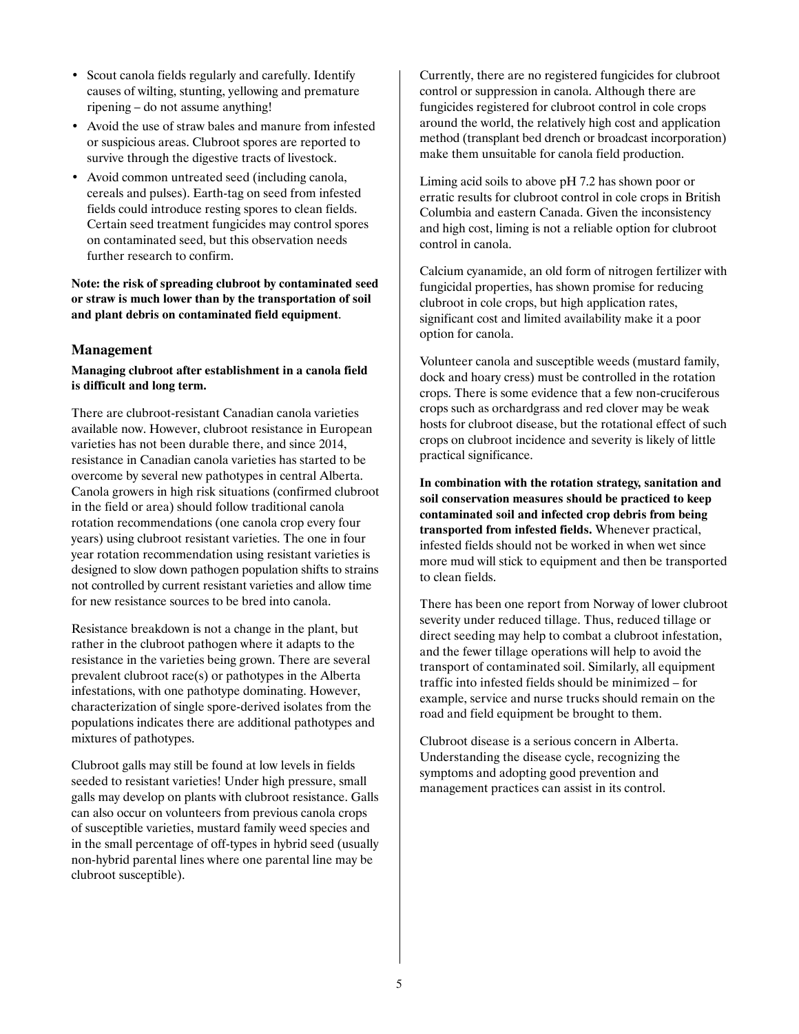- Scout canola fields regularly and carefully. Identify causes of wilting, stunting, yellowing and premature ripening – do not assume anything!
- Avoid the use of straw bales and manure from infested or suspicious areas. Clubroot spores are reported to survive through the digestive tracts of livestock.
- Avoid common untreated seed (including canola, cereals and pulses). Earth-tag on seed from infested fields could introduce resting spores to clean fields. Certain seed treatment fungicides may control spores on contaminated seed, but this observation needs further research to confirm.

**Note: the risk of spreading clubroot by contaminated seed or straw is much lower than by the transportation of soil and plant debris on contaminated field equipment**.

### Management

**Managing clubroot after establishment in a canola field is difficult and long term.**

There are clubroot-resistant Canadian canola varieties available now. However, clubroot resistance in European varieties has not been durable there, and since 2014, resistance in Canadian canola varieties has started to be overcome by several new pathotypes in central Alberta. Canola growers in high risk situations (confirmed clubroot in the field or area) should follow traditional canola rotation recommendations (one canola crop every four years) using clubroot resistant varieties. The one in four year rotation recommendation using resistant varieties is designed to slow down pathogen population shifts to strains not controlled by current resistant varieties and allow time for new resistance sources to be bred into canola.

Resistance breakdown is not a change in the plant, but rather in the clubroot pathogen where it adapts to the resistance in the varieties being grown. There are several prevalent clubroot race(s) or pathotypes in the Alberta infestations, with one pathotype dominating. However, characterization of single spore-derived isolates from the populations indicates there are additional pathotypes and mixtures of pathotypes.

Clubroot galls may still be found at low levels in fields seeded to resistant varieties! Under high pressure, small galls may develop on plants with clubroot resistance. Galls can also occur on volunteers from previous canola crops of susceptible varieties, mustard family weed species and in the small percentage of off-types in hybrid seed (usually non-hybrid parental lines where one parental line may be clubroot susceptible).

Currently, there are no registered fungicides for clubroot control or suppression in canola. Although there are fungicides registered for clubroot control in cole crops around the world, the relatively high cost and application method (transplant bed drench or broadcast incorporation) make them unsuitable for canola field production.

Liming acid soils to above pH 7.2 has shown poor or erratic results for clubroot control in cole crops in British Columbia and eastern Canada. Given the inconsistency and high cost, liming is not a reliable option for clubroot control in canola.

Calcium cyanamide, an old form of nitrogen fertilizer with fungicidal properties, has shown promise for reducing clubroot in cole crops, but high application rates, significant cost and limited availability make it a poor option for canola.

Volunteer canola and susceptible weeds (mustard family, dock and hoary cress) must be controlled in the rotation crops. There is some evidence that a few non-cruciferous crops such as orchardgrass and red clover may be weak hosts for clubroot disease, but the rotational effect of such crops on clubroot incidence and severity is likely of little practical significance.

**In combination with the rotation strategy, sanitation and soil conservation measures should be practiced to keep contaminated soil and infected crop debris from being transported from infested fields.** Whenever practical, infested fields should not be worked in when wet since more mud will stick to equipment and then be transported to clean fields.

There has been one report from Norway of lower clubroot severity under reduced tillage. Thus, reduced tillage or direct seeding may help to combat a clubroot infestation, and the fewer tillage operations will help to avoid the transport of contaminated soil. Similarly, all equipment traffic into infested fields should be minimized – for example, service and nurse trucks should remain on the road and field equipment be brought to them.

Clubroot disease is a serious concern in Alberta. Understanding the disease cycle, recognizing the symptoms and adopting good prevention and management practices can assist in its control.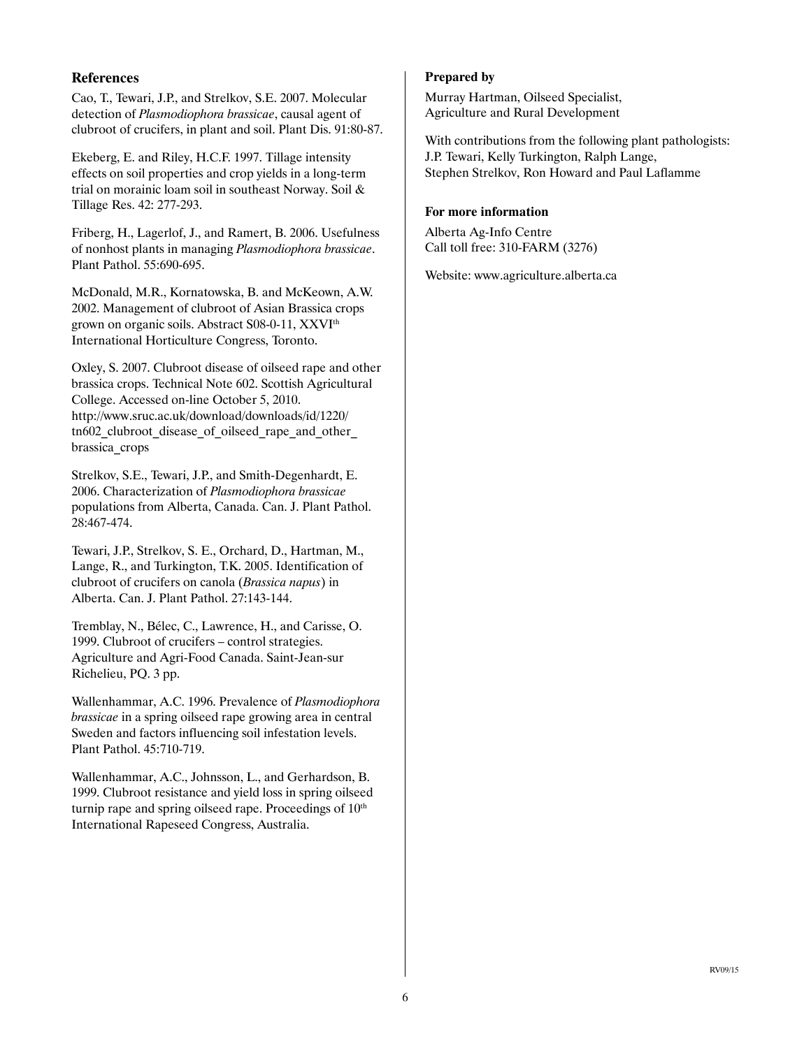## References

Cao, T., Tewari, J.P., and Strelkov, S.E. 2007. Molecular detection of *Plasmodiophora brassicae*, causal agent of clubroot of crucifers, in plant and soil. Plant Dis. 91:80-87.

Ekeberg, E. and Riley, H.C.F. 1997. Tillage intensity effects on soil properties and crop yields in a long-term trial on morainic loam soil in southeast Norway. Soil & Tillage Res. 42: 277-293.

Friberg, H., Lagerlof, J., and Ramert, B. 2006. Usefulness of nonhost plants in managing *Plasmodiophora brassicae*. Plant Pathol. 55:690-695.

McDonald, M.R., Kornatowska, B. and McKeown, A.W. 2002. Management of clubroot of Asian Brassica crops grown on organic soils. Abstract S08-0-11, XXVIth International Horticulture Congress, Toronto.

Oxley, S. 2007. Clubroot disease of oilseed rape and other brassica crops. Technical Note 602. Scottish Agricultural College. Accessed on-line October 5, 2010. http://www.sruc.ac.uk/download/downloads/id/1220/tn602_clubroot_disease_of_oilseed_rape_and_other_brassica_crops

Strelkov, S.E., Tewari, J.P., and Smith-Degenhardt, E. 2006. Characterization of *Plasmodiophora brassicae* populations from Alberta, Canada. Can. J. Plant Pathol. 28:467-474.

Tewari, J.P., Strelkov, S. E., Orchard, D., Hartman, M., Lange, R., and Turkington, T.K. 2005. Identification of clubroot of crucifers on canola (*Brassica napus*) in Alberta. Can. J. Plant Pathol. 27:143-144.

Tremblay, N., Bélec, C., Lawrence, H., and Carisse, O. 1999. Clubroot of crucifers – control strategies. Agriculture and Agri-Food Canada. Saint-Jean-sur Richelieu, PQ. 3 pp.

Wallenhammar, A.C. 1996. Prevalence of *Plasmodiophora brassicae* in a spring oilseed rape growing area in central Sweden and factors influencing soil infestation levels. Plant Pathol. 45:710-719.

Wallenhammar, A.C., Johnsson, L., and Gerhardson, B. 1999. Clubroot resistance and yield loss in spring oilseed turnip rape and spring oilseed rape. Proceedings of 10th International Rapeseed Congress, Australia.

**Prepared by**

Murray Hartman, Oilseed Specialist,
Agriculture and Rural Development

With contributions from the following plant pathologists: J.P. Tewari, Kelly Turkington, Ralph Lange, Stephen Strelkov, Ron Howard and Paul Laflamme

**For more information**

Alberta Ag-Info Centre
Call toll free: 310-FARM (3276)

Website: www.agriculture.alberta.ca

RV09/15